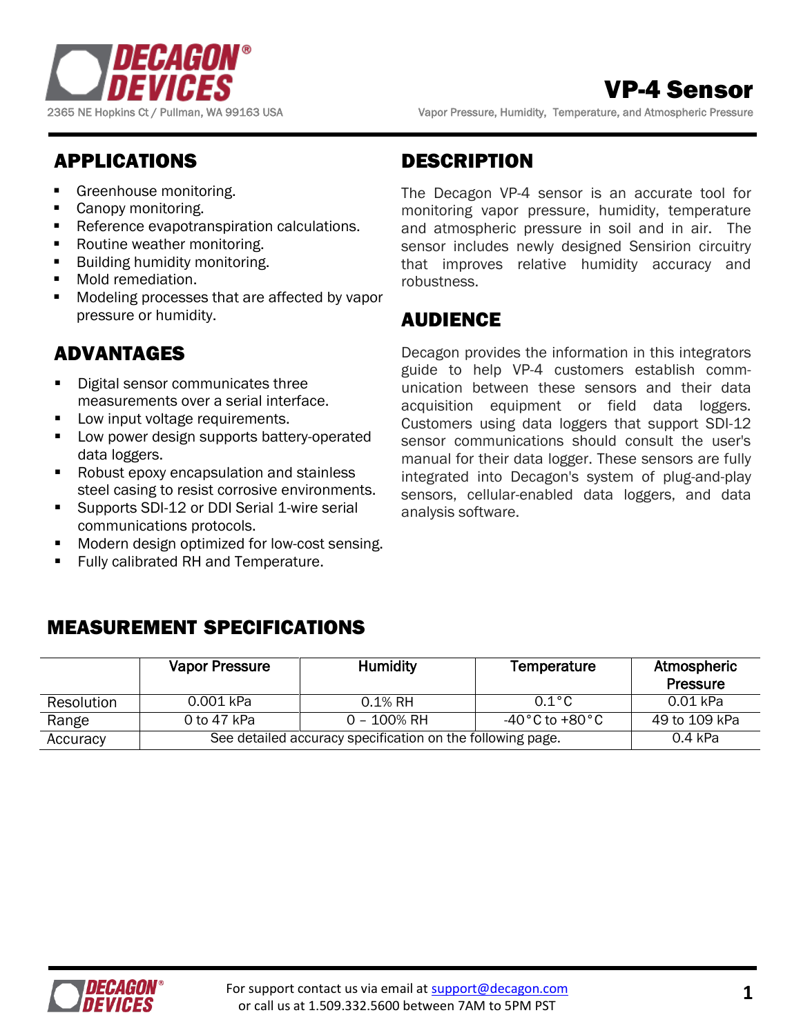DECAGON DEVICES

2365 NE Hopkins Ct / Pullman, WA 99163 USA

# VP-4 Sensor

Vapor Pressure, Humidity, Temperature, and Atmospheric Pressure

## APPLICATIONS

- Greenhouse monitoring.
- Canopy monitoring.
- Reference evapotranspiration calculations.
- Routine weather monitoring.
- Building humidity monitoring.
- Mold remediation.
- Modeling processes that are affected by vapor pressure or humidity.

## ADVANTAGES

- Digital sensor communicates three measurements over a serial interface.
- Low input voltage requirements.
- Low power design supports battery-operated data loggers.
- Robust epoxy encapsulation and stainless steel casing to resist corrosive environments.
- Supports SDI-12 or DDI Serial 1-wire serial communications protocols.
- Modern design optimized for low-cost sensing.
- Fully calibrated RH and Temperature.

## DESCRIPTION

The Decagon VP-4 sensor is an accurate tool for monitoring vapor pressure, humidity, temperature and atmospheric pressure in soil and in air. The sensor includes newly designed Sensirion circuitry that improves relative humidity accuracy and robustness.

## AUDIENCE

Decagon provides the information in this integrators guide to help VP-4 customers establish communication between these sensors and their data acquisition equipment or field data loggers. Customers using data loggers that support SDI-12 sensor communications should consult the user's manual for their data logger. These sensors are fully integrated into Decagon's system of plug-and-play sensors, cellular-enabled data loggers, and data analysis software.

## MEASUREMENT SPECIFICATIONS

| | Vapor Pressure | Humidity | Temperature | Atmospheric Pressure |
|---|---|---|---|---|
| Resolution | 0.001 kPa | 0.1% RH | 0.1 °C | 0.01 kPa |
| Range | 0 to 47 kPa | 0 – 100% RH | -40 °C to +80 °C | 49 to 109 kPa |
| Accuracy | See detailed accuracy specification on the following page. | | | 0.4 kPa |

For support contact us via email at support@decagon.com or call us at 1.509.332.5600 between 7AM to 5PM PST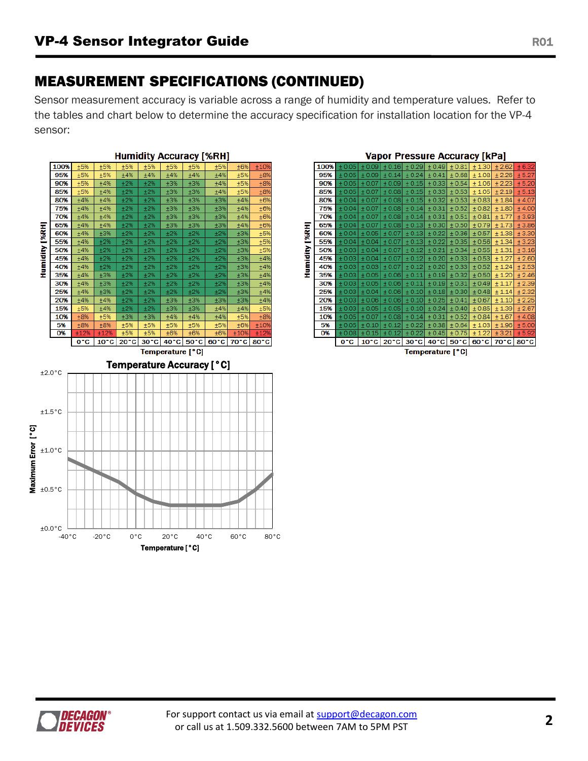## MEASUREMENT SPECIFICATIONS (CONTINUED)

Sensor measurement accuracy is variable across a range of humidity and temperature values. Refer to the tables and chart below to determine the accuracy specification for installation location for the VP-4 sensor:

**Humidity Accuracy [%RH]**

| Humidity [%RH] | 0°C | 10°C | 20°C | 30°C | 40°C | 50°C | 60°C | 70°C | 80°C |
|---|---|---|---|---|---|---|---|---|---|
| 100% | ±5% | ±5% | ±5% | ±5% | ±5% | ±5% | ±5% | ±6% | ±10% |
| 95% | ±5% | ±5% | ±4% | ±4% | ±4% | ±4% | ±4% | ±5% | ±8% |
| 90% | ±5% | ±4% | ±2% | ±2% | ±3% | ±3% | ±4% | ±5% | ±8% |
| 85% | ±5% | ±4% | ±2% | ±2% | ±3% | ±3% | ±4% | ±5% | ±8% |
| 80% | ±4% | ±4% | ±2% | ±2% | ±3% | ±3% | ±3% | ±4% | ±6% |
| 75% | ±4% | ±4% | ±2% | ±2% | ±3% | ±3% | ±3% | ±4% | ±6% |
| 70% | ±4% | ±4% | ±2% | ±2% | ±3% | ±3% | ±3% | ±4% | ±6% |
| 65% | ±4% | ±4% | ±2% | ±2% | ±3% | ±3% | ±3% | ±4% | ±6% |
| 60% | ±4% | ±3% | ±2% | ±2% | ±2% | ±2% | ±2% | ±3% | ±5% |
| 55% | ±4% | ±2% | ±2% | ±2% | ±2% | ±2% | ±2% | ±3% | ±5% |
| 50% | ±4% | ±2% | ±2% | ±2% | ±2% | ±2% | ±2% | ±3% | ±5% |
| 45% | ±4% | ±2% | ±2% | ±2% | ±2% | ±2% | ±2% | ±3% | ±4% |
| 40% | ±4% | ±2% | ±2% | ±2% | ±2% | ±2% | ±2% | ±3% | ±4% |
| 35% | ±4% | ±3% | ±2% | ±2% | ±2% | ±2% | ±2% | ±3% | ±4% |
| 30% | ±4% | ±3% | ±2% | ±2% | ±2% | ±2% | ±2% | ±3% | ±4% |
| 25% | ±4% | ±3% | ±2% | ±2% | ±2% | ±2% | ±2% | ±3% | ±4% |
| 20% | ±4% | ±4% | ±2% | ±2% | ±3% | ±3% | ±3% | ±3% | ±4% |
| 15% | ±5% | ±4% | ±2% | ±2% | ±3% | ±3% | ±4% | ±4% | ±5% |
| 10% | ±8% | ±5% | ±3% | ±3% | ±4% | ±4% | ±4% | ±5% | ±8% |
| 5% | ±8% | ±8% | ±5% | ±5% | ±5% | ±5% | ±5% | ±6% | ±10% |
| 0% | ±12% | ±12% | ±5% | ±5% | ±6% | ±6% | ±6% | ±10% | ±12% |

Temperature [°C]

**Vapor Pressure Accuracy [kPa]**

| Humidity [%RH] | 0°C | 10°C | 20°C | 30°C | 40°C | 50°C | 60°C | 70°C | 80°C |
|---|---|---|---|---|---|---|---|---|---|
| 100% | ±0.05 | ±0.09 | ±0.16 | ±0.29 | ±0.49 | ±0.81 | ±1.30 | ±2.62 | ±6.32 |
| 95% | ±0.05 | ±0.09 | ±0.14 | ±0.24 | ±0.41 | ±0.68 | ±1.08 | ±2.26 | ±5.27 |
| 90% | ±0.05 | ±0.07 | ±0.09 | ±0.15 | ±0.33 | ±0.54 | ±1.06 | ±2.23 | ±5.20 |
| 85% | ±0.05 | ±0.07 | ±0.08 | ±0.15 | ±0.33 | ±0.53 | ±1.05 | ±2.19 | ±5.13 |
| 80% | ±0.04 | ±0.07 | ±0.08 | ±0.15 | ±0.32 | ±0.53 | ±0.83 | ±1.84 | ±4.07 |
| 75% | ±0.04 | ±0.07 | ±0.08 | ±0.14 | ±0.31 | ±0.52 | ±0.82 | ±1.80 | ±4.00 |
| 70% | ±0.04 | ±0.07 | ±0.08 | ±0.14 | ±0.31 | ±0.51 | ±0.81 | ±1.77 | ±3.93 |
| 65% | ±0.04 | ±0.07 | ±0.08 | ±0.13 | ±0.30 | ±0.50 | ±0.79 | ±1.73 | ±3.86 |
| 60% | ±0.04 | ±0.05 | ±0.07 | ±0.13 | ±0.22 | ±0.36 | ±0.57 | ±1.38 | ±3.30 |
| 55% | ±0.04 | ±0.04 | ±0.07 | ±0.13 | ±0.22 | ±0.35 | ±0.56 | ±1.34 | ±3.23 |
| 50% | ±0.03 | ±0.04 | ±0.07 | ±0.12 | ±0.21 | ±0.34 | ±0.55 | ±1.31 | ±3.16 |
| 45% | ±0.03 | ±0.04 | ±0.07 | ±0.12 | ±0.20 | ±0.33 | ±0.53 | ±1.27 | ±2.60 |
| 40% | ±0.03 | ±0.03 | ±0.07 | ±0.12 | ±0.20 | ±0.33 | ±0.52 | ±1.24 | ±2.53 |
| 35% | ±0.03 | ±0.05 | ±0.06 | ±0.11 | ±0.19 | ±0.32 | ±0.50 | ±1.20 | ±2.46 |
| 30% | ±0.03 | ±0.05 | ±0.06 | ±0.11 | ±0.19 | ±0.31 | ±0.49 | ±1.17 | ±2.39 |
| 25% | ±0.03 | ±0.04 | ±0.06 | ±0.10 | ±0.18 | ±0.30 | ±0.48 | ±1.14 | ±2.32 |
| 20% | ±0.03 | ±0.06 | ±0.06 | ±0.10 | ±0.25 | ±0.41 | ±0.67 | ±1.10 | ±2.25 |
| 15% | ±0.03 | ±0.05 | ±0.05 | ±0.10 | ±0.24 | ±0.40 | ±0.85 | ±1.39 | ±2.67 |
| 10% | ±0.05 | ±0.07 | ±0.08 | ±0.14 | ±0.31 | ±0.52 | ±0.84 | ±1.67 | ±4.08 |
| 5% | ±0.05 | ±0.10 | ±0.12 | ±0.22 | ±0.38 | ±0.64 | ±1.03 | ±1.96 | ±5.00 |
| 0% | ±0.08 | ±0.15 | ±0.12 | ±0.22 | ±0.45 | ±0.75 | ±1.22 | ±3.21 | ±5.92 |

Temperature [°C]

**Temperature Accuracy [°C]**

Maximum Error [°C] vs. Temperature [°C] (chart: y-axis ±0.0°C to ±2.0°C; x-axis -40°C to 80°C)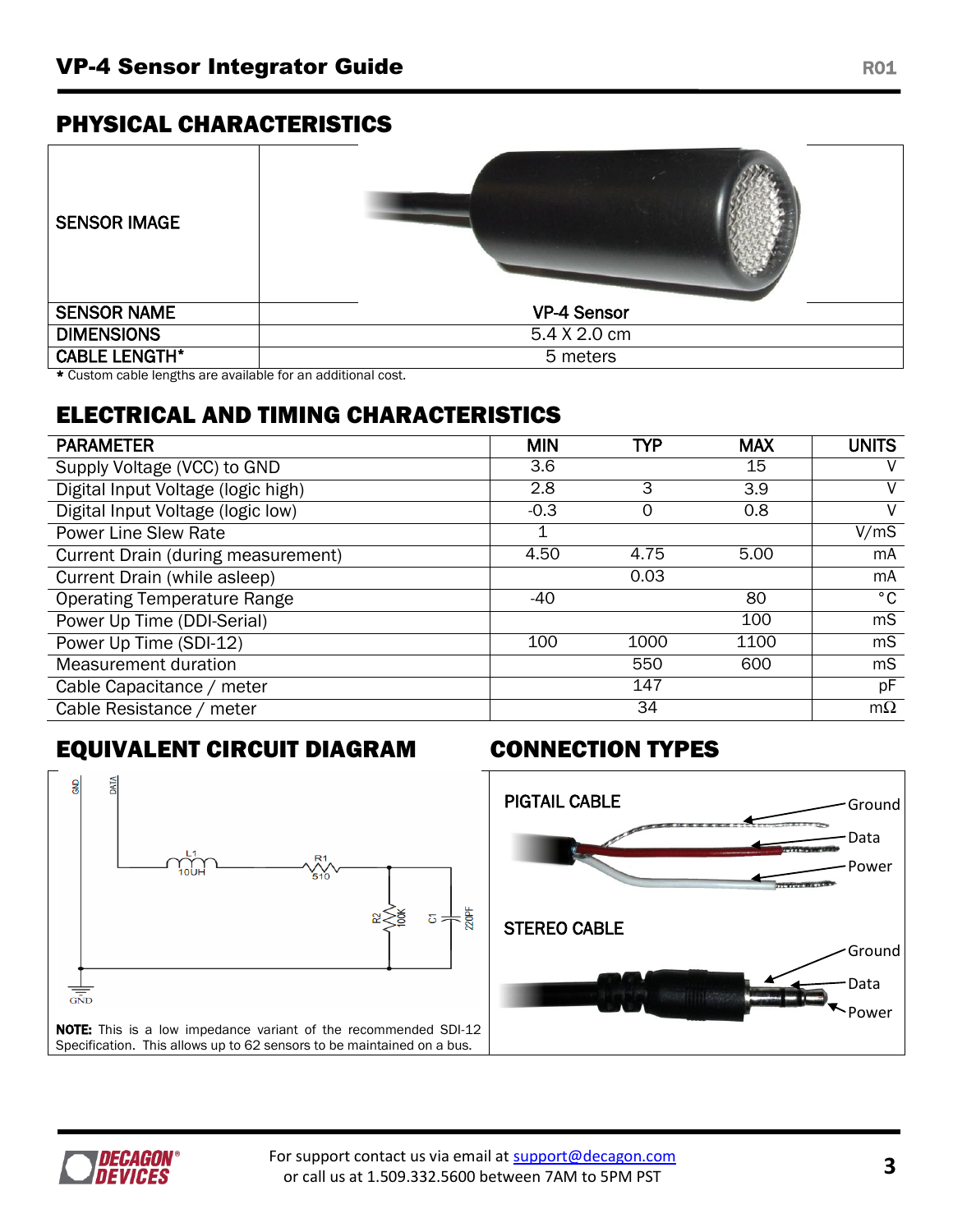## PHYSICAL CHARACTERISTICS

| | |
|---|---|
| SENSOR IMAGE | |
| SENSOR NAME | VP-4 Sensor |
| DIMENSIONS | 5.4 X 2.0 cm |
| CABLE LENGTH* | 5 meters |

* Custom cable lengths are available for an additional cost.

## ELECTRICAL AND TIMING CHARACTERISTICS

| PARAMETER | MIN | TYP | MAX | UNITS |
|---|---|---|---|---|
| Supply Voltage (VCC) to GND | 3.6 | | 15 | V |
| Digital Input Voltage (logic high) | 2.8 | 3 | 3.9 | V |
| Digital Input Voltage (logic low) | -0.3 | 0 | 0.8 | V |
| Power Line Slew Rate | 1 | | | V/mS |
| Current Drain (during measurement) | 4.50 | 4.75 | 5.00 | mA |
| Current Drain (while asleep) | | 0.03 | | mA |
| Operating Temperature Range | -40 | | 80 | °C |
| Power Up Time (DDI-Serial) | | | 100 | mS |
| Power Up Time (SDI-12) | 100 | 1000 | 1100 | mS |
| Measurement duration | | 550 | 600 | mS |
| Cable Capacitance / meter | | 147 | | pF |
| Cable Resistance / meter | | 34 | | mΩ |

## EQUIVALENT CIRCUIT DIAGRAM

GND, DATA, L1 10UH, R1 510, R2 100K, C1 220PF, GND

**NOTE:** This is a low impedance variant of the recommended SDI-12 Specification. This allows up to 62 sensors to be maintained on a bus.

## CONNECTION TYPES

PIGTAIL CABLE: Ground, Data, Power

STEREO CABLE: Ground, Data, Power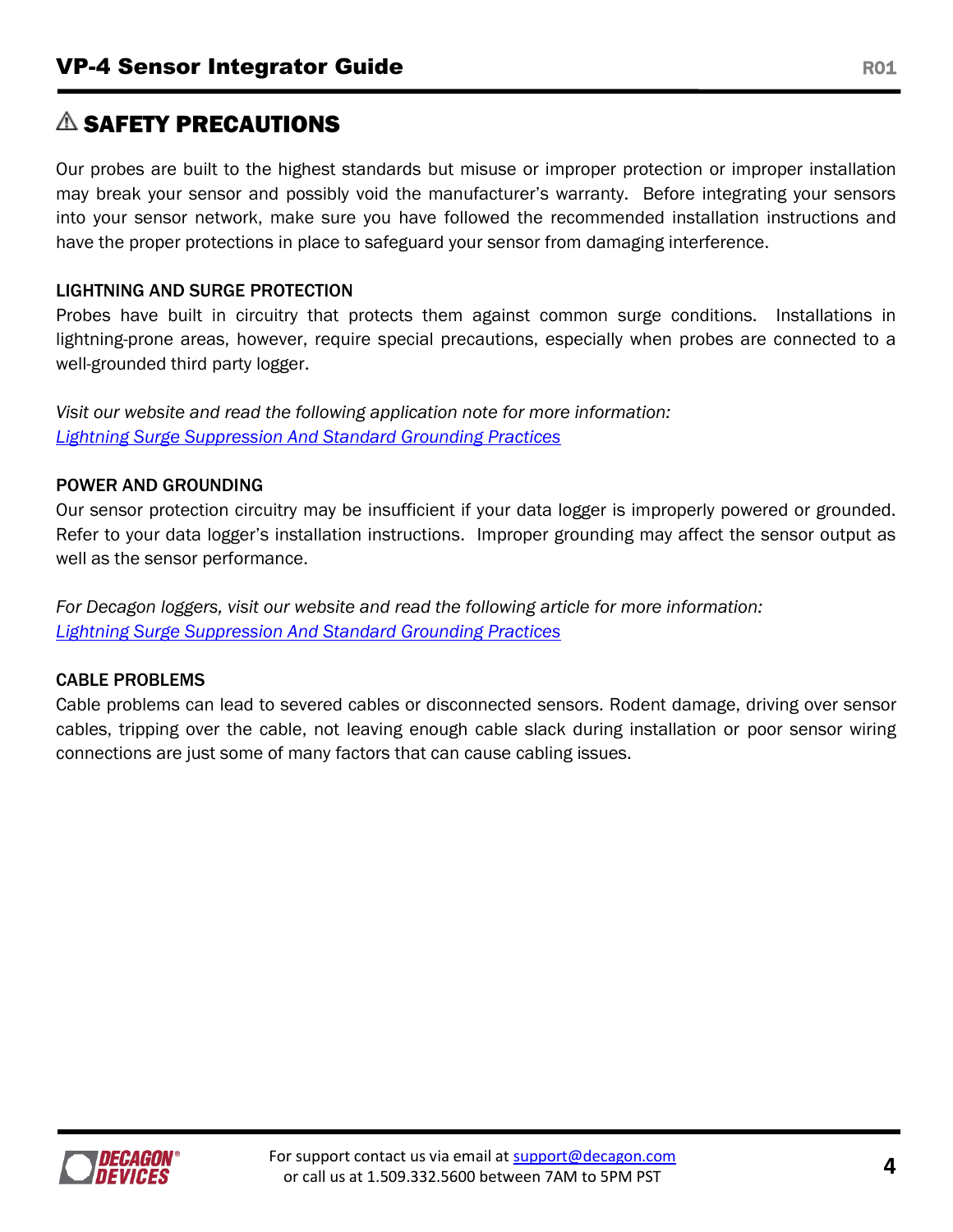# ⚠ SAFETY PRECAUTIONS

Our probes are built to the highest standards but misuse or improper protection or improper installation may break your sensor and possibly void the manufacturer's warranty. Before integrating your sensors into your sensor network, make sure you have followed the recommended installation instructions and have the proper protections in place to safeguard your sensor from damaging interference.

## LIGHTNING AND SURGE PROTECTION

Probes have built in circuitry that protects them against common surge conditions. Installations in lightning-prone areas, however, require special precautions, especially when probes are connected to a well-grounded third party logger.

*Visit our website and read the following application note for more information:*
*Lightning Surge Suppression And Standard Grounding Practices*

## POWER AND GROUNDING

Our sensor protection circuitry may be insufficient if your data logger is improperly powered or grounded. Refer to your data logger's installation instructions. Improper grounding may affect the sensor output as well as the sensor performance.

*For Decagon loggers, visit our website and read the following article for more information:*
*Lightning Surge Suppression And Standard Grounding Practices*

## CABLE PROBLEMS

Cable problems can lead to severed cables or disconnected sensors. Rodent damage, driving over sensor cables, tripping over the cable, not leaving enough cable slack during installation or poor sensor wiring connections are just some of many factors that can cause cabling issues.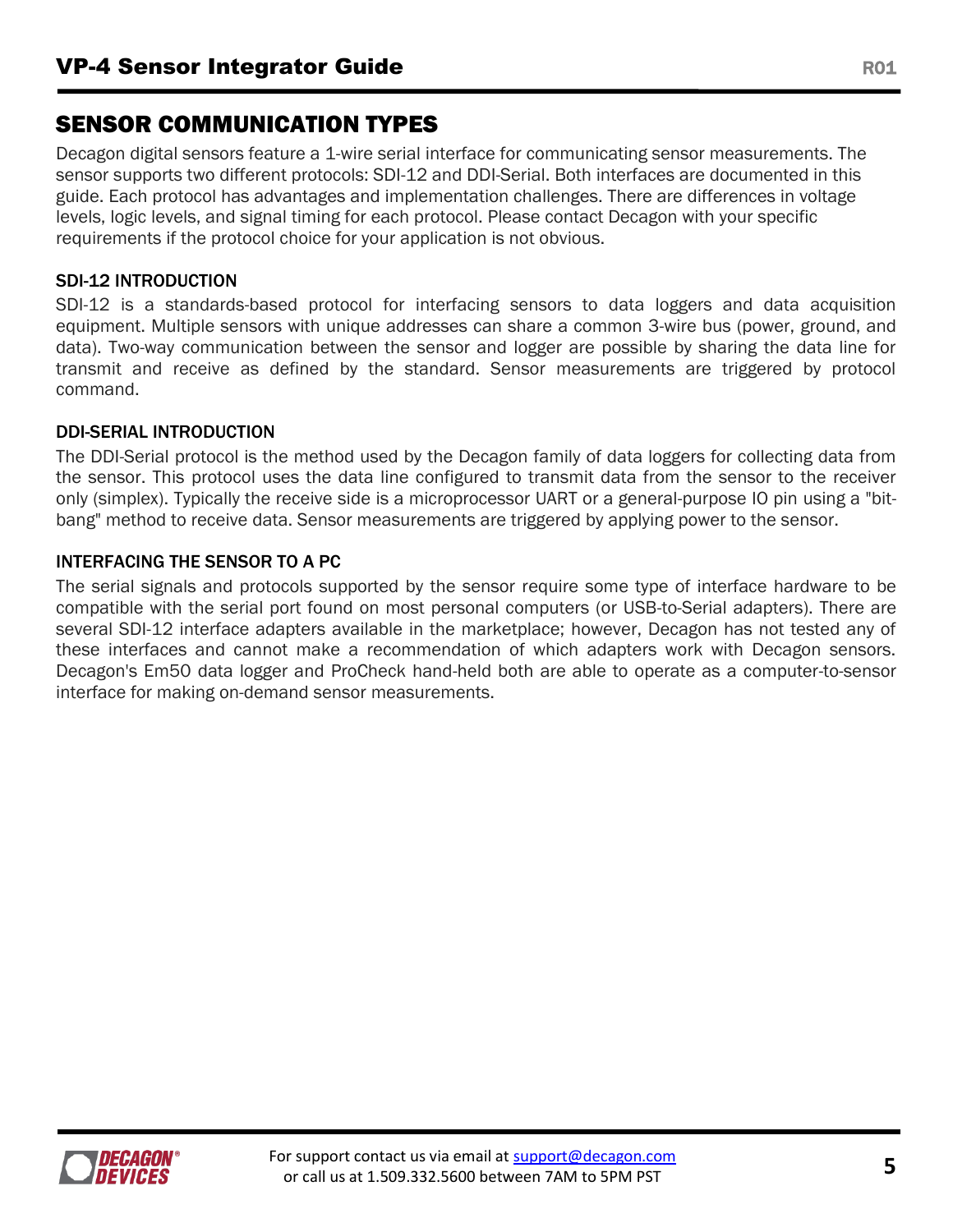## SENSOR COMMUNICATION TYPES

Decagon digital sensors feature a 1-wire serial interface for communicating sensor measurements. The sensor supports two different protocols: SDI-12 and DDI-Serial. Both interfaces are documented in this guide. Each protocol has advantages and implementation challenges. There are differences in voltage levels, logic levels, and signal timing for each protocol. Please contact Decagon with your specific requirements if the protocol choice for your application is not obvious.

### SDI-12 INTRODUCTION

SDI-12 is a standards-based protocol for interfacing sensors to data loggers and data acquisition equipment. Multiple sensors with unique addresses can share a common 3-wire bus (power, ground, and data). Two-way communication between the sensor and logger are possible by sharing the data line for transmit and receive as defined by the standard. Sensor measurements are triggered by protocol command.

### DDI-SERIAL INTRODUCTION

The DDI-Serial protocol is the method used by the Decagon family of data loggers for collecting data from the sensor. This protocol uses the data line configured to transmit data from the sensor to the receiver only (simplex). Typically the receive side is a microprocessor UART or a general-purpose IO pin using a "bit-bang" method to receive data. Sensor measurements are triggered by applying power to the sensor.

### INTERFACING THE SENSOR TO A PC

The serial signals and protocols supported by the sensor require some type of interface hardware to be compatible with the serial port found on most personal computers (or USB-to-Serial adapters). There are several SDI-12 interface adapters available in the marketplace; however, Decagon has not tested any of these interfaces and cannot make a recommendation of which adapters work with Decagon sensors. Decagon's Em50 data logger and ProCheck hand-held both are able to operate as a computer-to-sensor interface for making on-demand sensor measurements.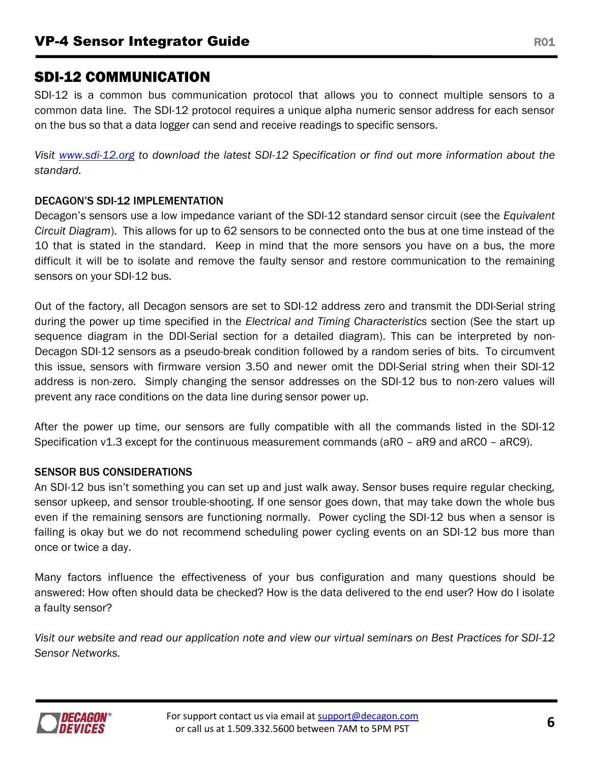## SDI-12 COMMUNICATION

SDI-12 is a common bus communication protocol that allows you to connect multiple sensors to a common data line. The SDI-12 protocol requires a unique alpha numeric sensor address for each sensor on the bus so that a data logger can send and receive readings to specific sensors.

*Visit [www.sdi-12.org](http://www.sdi-12.org) to download the latest SDI-12 Specification or find out more information about the standard.*

### DECAGON'S SDI-12 IMPLEMENTATION

Decagon's sensors use a low impedance variant of the SDI-12 standard sensor circuit (see the *Equivalent Circuit Diagram*). This allows for up to 62 sensors to be connected onto the bus at one time instead of the 10 that is stated in the standard. Keep in mind that the more sensors you have on a bus, the more difficult it will be to isolate and remove the faulty sensor and restore communication to the remaining sensors on your SDI-12 bus.

Out of the factory, all Decagon sensors are set to SDI-12 address zero and transmit the DDI-Serial string during the power up time specified in the *Electrical and Timing Characteristics* section (See the start up sequence diagram in the DDI-Serial section for a detailed diagram). This can be interpreted by non-Decagon SDI-12 sensors as a pseudo-break condition followed by a random series of bits. To circumvent this issue, sensors with firmware version 3.50 and newer omit the DDI-Serial string when their SDI-12 address is non-zero. Simply changing the sensor addresses on the SDI-12 bus to non-zero values will prevent any race conditions on the data line during sensor power up.

After the power up time, our sensors are fully compatible with all the commands listed in the SDI-12 Specification v1.3 except for the continuous measurement commands (aR0 – aR9 and aRC0 – aRC9).

### SENSOR BUS CONSIDERATIONS

An SDI-12 bus isn't something you can set up and just walk away. Sensor buses require regular checking, sensor upkeep, and sensor trouble-shooting. If one sensor goes down, that may take down the whole bus even if the remaining sensors are functioning normally. Power cycling the SDI-12 bus when a sensor is failing is okay but we do not recommend scheduling power cycling events on an SDI-12 bus more than once or twice a day.

Many factors influence the effectiveness of your bus configuration and many questions should be answered: How often should data be checked? How is the data delivered to the end user? How do I isolate a faulty sensor?

*Visit our website and read our application note and view our virtual seminars on Best Practices for SDI-12 Sensor Networks.*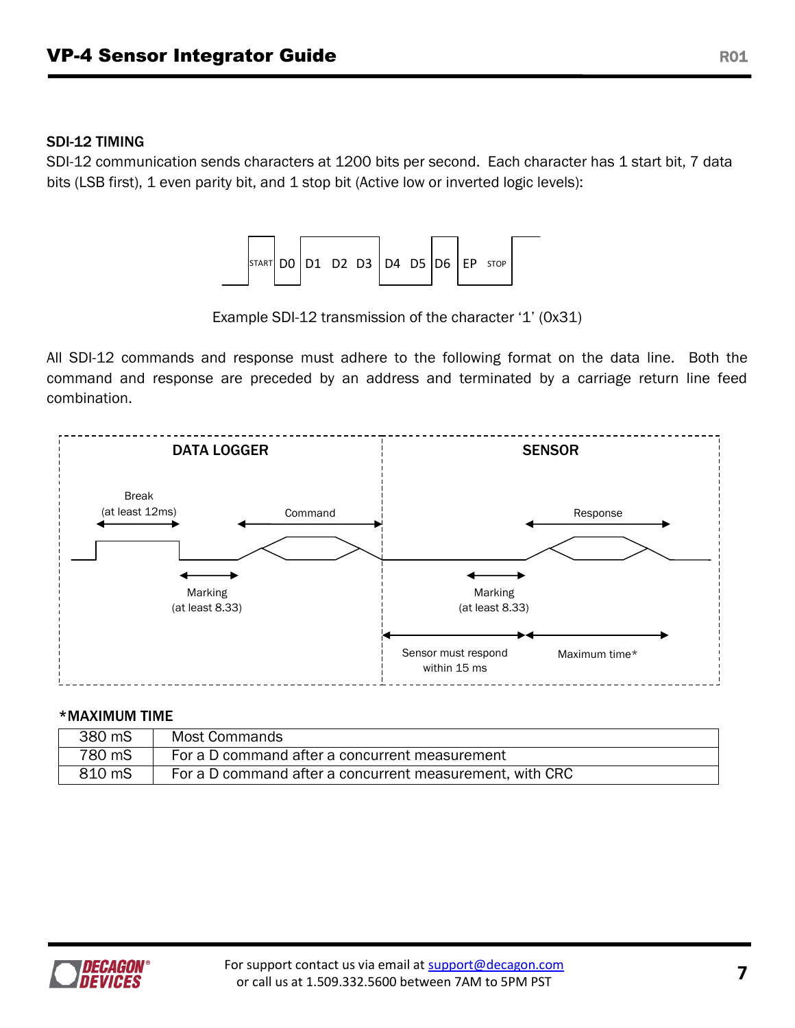### SDI-12 TIMING

SDI-12 communication sends characters at 1200 bits per second. Each character has 1 start bit, 7 data bits (LSB first), 1 even parity bit, and 1 stop bit (Active low or inverted logic levels):

START D0 D1 D2 D3 D4 D5 D6 EP STOP

Example SDI-12 transmission of the character '1' (0x31)

All SDI-12 commands and response must adhere to the following format on the data line. Both the command and response are preceded by an address and terminated by a carriage return line feed combination.

DATA LOGGER — Break (at least 12ms); Marking (at least 8.33); Command

SENSOR — Marking (at least 8.33); Response; Sensor must respond within 15 ms; Maximum time*

**\*MAXIMUM TIME**

| | |
|---|---|
| 380 mS | Most Commands |
| 780 mS | For a D command after a concurrent measurement |
| 810 mS | For a D command after a concurrent measurement, with CRC |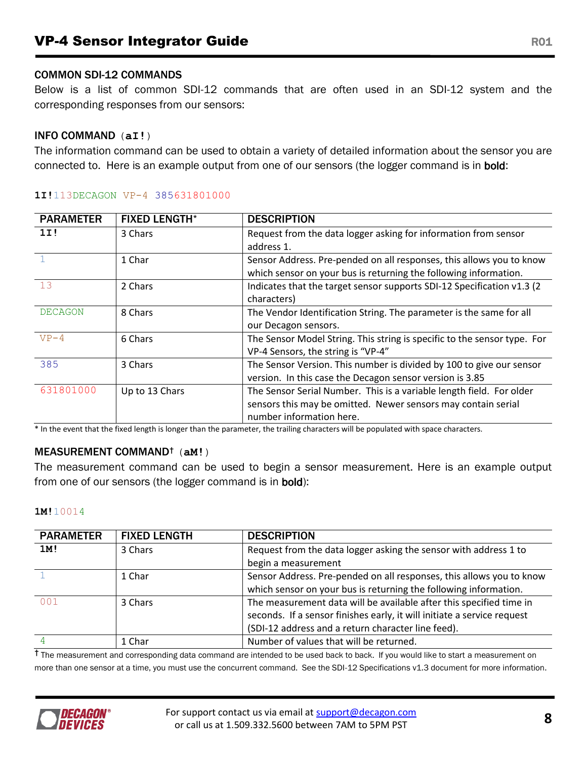## COMMON SDI-12 COMMANDS

Below is a list of common SDI-12 commands that are often used in an SDI-12 system and the corresponding responses from our sensors:

### INFO COMMAND (**aI!**)

The information command can be used to obtain a variety of detailed information about the sensor you are connected to. Here is an example output from one of our sensors (the logger command is in **bold**:

**1I!**113DECAGON VP-4 385631801000

| PARAMETER | FIXED LENGTH* | DESCRIPTION |
|---|---|---|
| **1I!** | 3 Chars | Request from the data logger asking for information from sensor address 1. |
| 1 | 1 Char | Sensor Address. Pre-pended on all responses, this allows you to know which sensor on your bus is returning the following information. |
| 13 | 2 Chars | Indicates that the target sensor supports SDI-12 Specification v1.3 (2 characters) |
| DECAGON | 8 Chars | The Vendor Identification String. The parameter is the same for all our Decagon sensors. |
| VP-4 | 6 Chars | The Sensor Model String. This string is specific to the sensor type. For VP-4 Sensors, the string is "VP-4" |
| 385 | 3 Chars | The Sensor Version. This number is divided by 100 to give our sensor version. In this case the Decagon sensor version is 3.85 |
| 631801000 | Up to 13 Chars | The Sensor Serial Number. This is a variable length field. For older sensors this may be omitted. Newer sensors may contain serial number information here. |

* In the event that the fixed length is longer than the parameter, the trailing characters will be populated with space characters.

### MEASUREMENT COMMAND† (**aM!**)

The measurement command can be used to begin a sensor measurement. Here is an example output from one of our sensors (the logger command is in **bold**):

**1M!**10014

| PARAMETER | FIXED LENGTH | DESCRIPTION |
|---|---|---|
| **1M!** | 3 Chars | Request from the data logger asking the sensor with address 1 to begin a measurement |
| 1 | 1 Char | Sensor Address. Pre-pended on all responses, this allows you to know which sensor on your bus is returning the following information. |
| 001 | 3 Chars | The measurement data will be available after this specified time in seconds. If a sensor finishes early, it will initiate a service request (SDI-12 address and a return character line feed). |
| 4 | 1 Char | Number of values that will be returned. |

† The measurement and corresponding data command are intended to be used back to back. If you would like to start a measurement on more than one sensor at a time, you must use the concurrent command. See the SDI-12 Specifications v1.3 document for more information.

For support contact us via email at support@decagon.com or call us at 1.509.332.5600 between 7AM to 5PM PST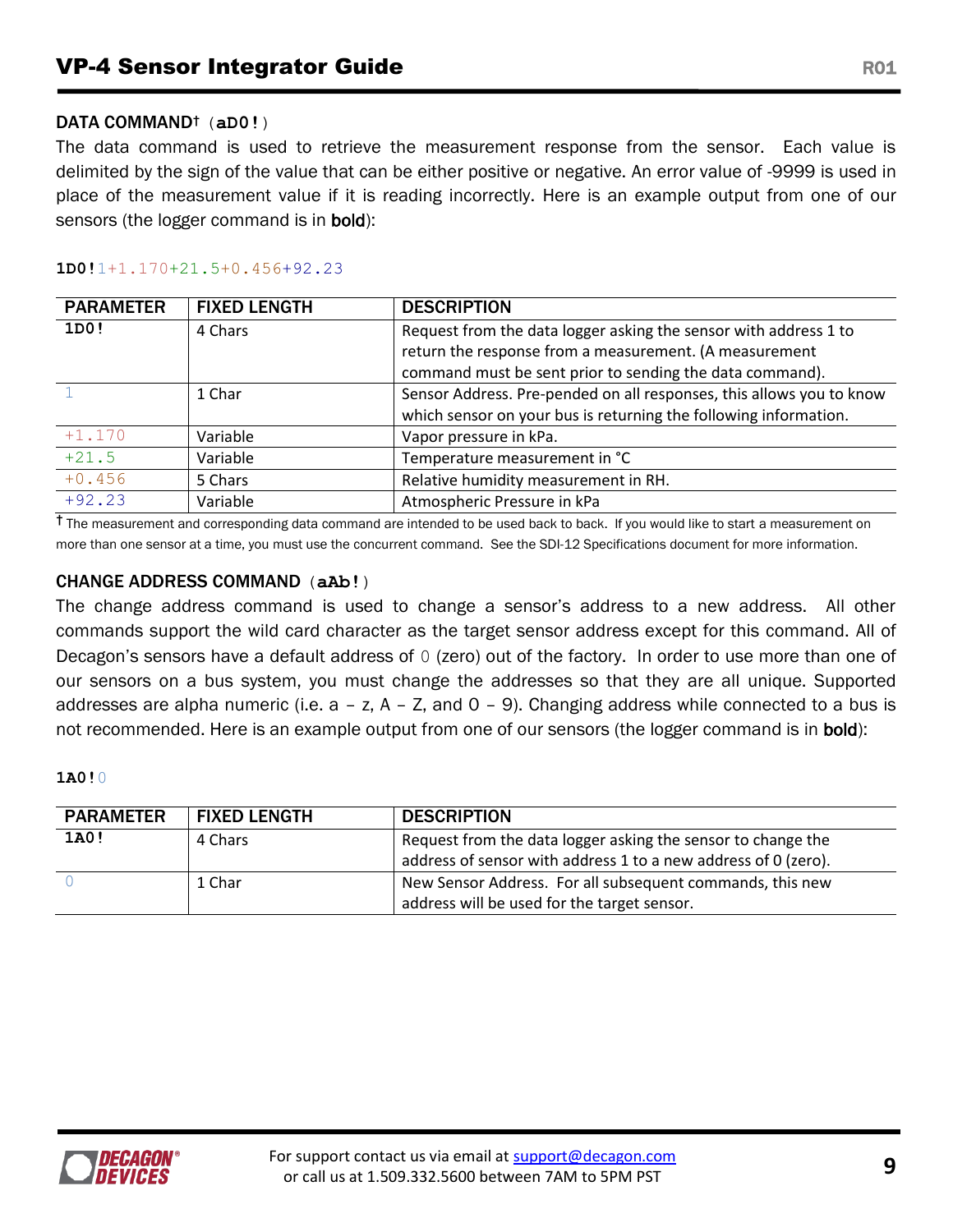### DATA COMMAND† (**aD0!**)

The data command is used to retrieve the measurement response from the sensor. Each value is delimited by the sign of the value that can be either positive or negative. An error value of -9999 is used in place of the measurement value if it is reading incorrectly. Here is an example output from one of our sensors (the logger command is in **bold**):

**1D0!**1+1.170+21.5+0.456+92.23

| PARAMETER | FIXED LENGTH | DESCRIPTION |
|---|---|---|
| **1D0!** | 4 Chars | Request from the data logger asking the sensor with address 1 to return the response from a measurement. (A measurement command must be sent prior to sending the data command). |
| 1 | 1 Char | Sensor Address. Pre-pended on all responses, this allows you to know which sensor on your bus is returning the following information. |
| +1.170 | Variable | Vapor pressure in kPa. |
| +21.5 | Variable | Temperature measurement in °C |
| +0.456 | 5 Chars | Relative humidity measurement in RH. |
| +92.23 | Variable | Atmospheric Pressure in kPa |

† The measurement and corresponding data command are intended to be used back to back. If you would like to start a measurement on more than one sensor at a time, you must use the concurrent command. See the SDI-12 Specifications document for more information.

### CHANGE ADDRESS COMMAND (**aAb!**)

The change address command is used to change a sensor's address to a new address. All other commands support the wild card character as the target sensor address except for this command. All of Decagon's sensors have a default address of 0 (zero) out of the factory. In order to use more than one of our sensors on a bus system, you must change the addresses so that they are all unique. Supported addresses are alpha numeric (i.e. a – z, A – Z, and 0 – 9). Changing address while connected to a bus is not recommended. Here is an example output from one of our sensors (the logger command is in **bold**):

**1A0!**0

| PARAMETER | FIXED LENGTH | DESCRIPTION |
|---|---|---|
| **1A0!** | 4 Chars | Request from the data logger asking the sensor to change the address of sensor with address 1 to a new address of 0 (zero). |
| 0 | 1 Char | New Sensor Address. For all subsequent commands, this new address will be used for the target sensor. |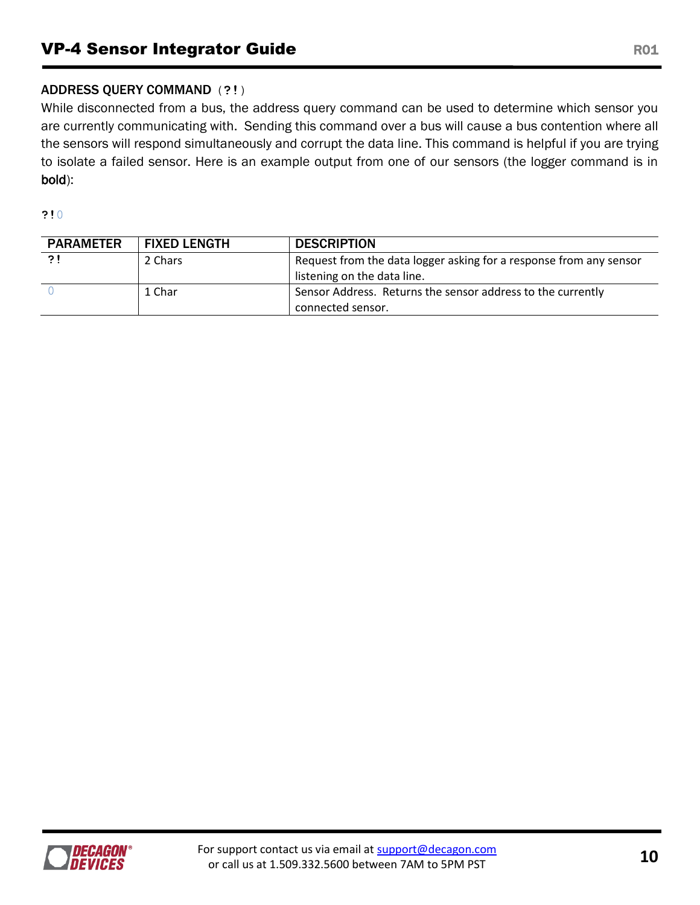### ADDRESS QUERY COMMAND (?!)

While disconnected from a bus, the address query command can be used to determine which sensor you are currently communicating with. Sending this command over a bus will cause a bus contention where all the sensors will respond simultaneously and corrupt the data line. This command is helpful if you are trying to isolate a failed sensor. Here is an example output from one of our sensors (the logger command is in **bold**):

**?!**0

| PARAMETER | FIXED LENGTH | DESCRIPTION |
|---|---|---|
| **?!** | 2 Chars | Request from the data logger asking for a response from any sensor listening on the data line. |
| 0 | 1 Char | Sensor Address. Returns the sensor address to the currently connected sensor. |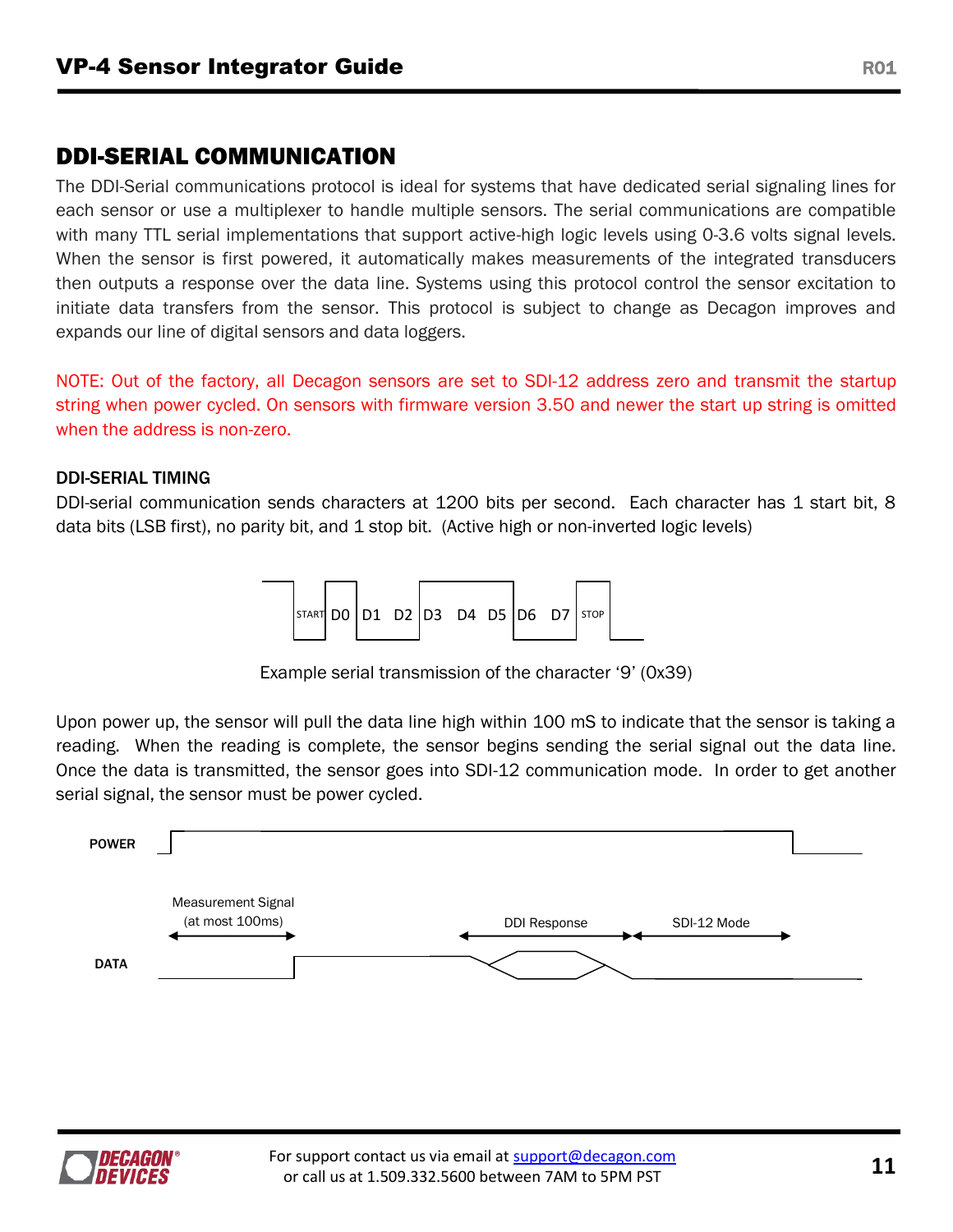## DDI-SERIAL COMMUNICATION

The DDI-Serial communications protocol is ideal for systems that have dedicated serial signaling lines for each sensor or use a multiplexer to handle multiple sensors. The serial communications are compatible with many TTL serial implementations that support active-high logic levels using 0-3.6 volts signal levels. When the sensor is first powered, it automatically makes measurements of the integrated transducers then outputs a response over the data line. Systems using this protocol control the sensor excitation to initiate data transfers from the sensor. This protocol is subject to change as Decagon improves and expands our line of digital sensors and data loggers.

NOTE: Out of the factory, all Decagon sensors are set to SDI-12 address zero and transmit the startup string when power cycled. On sensors with firmware version 3.50 and newer the start up string is omitted when the address is non-zero.

### DDI-SERIAL TIMING

DDI-serial communication sends characters at 1200 bits per second. Each character has 1 start bit, 8 data bits (LSB first), no parity bit, and 1 stop bit. (Active high or non-inverted logic levels)

START D0 D1 D2 D3 D4 D5 D6 D7 STOP

Example serial transmission of the character '9' (0x39)

Upon power up, the sensor will pull the data line high within 100 mS to indicate that the sensor is taking a reading. When the reading is complete, the sensor begins sending the serial signal out the data line. Once the data is transmitted, the sensor goes into SDI-12 communication mode. In order to get another serial signal, the sensor must be power cycled.

POWER

Measurement Signal (at most 100ms)

DDI Response

SDI-12 Mode

DATA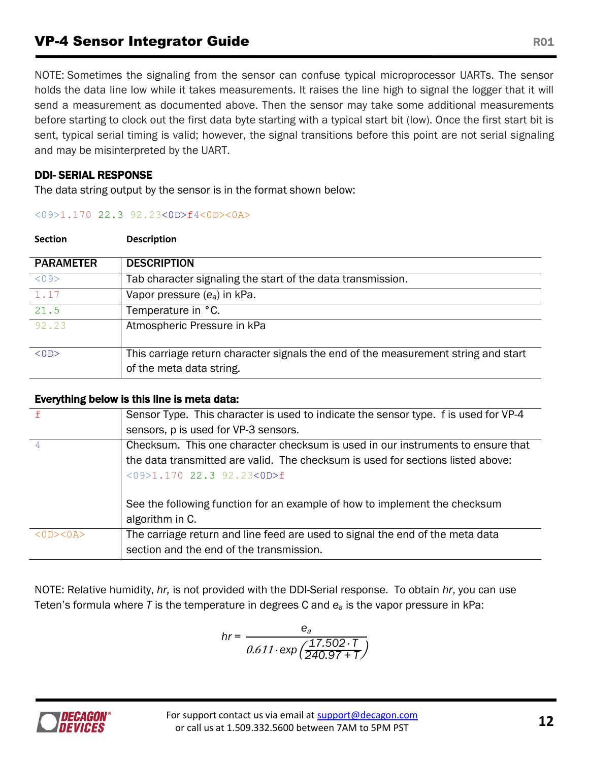NOTE: Sometimes the signaling from the sensor can confuse typical microprocessor UARTs. The sensor holds the data line low while it takes measurements. It raises the line high to signal the logger that it will send a measurement as documented above. Then the sensor may take some additional measurements before starting to clock out the first data byte starting with a typical start bit (low). Once the first start bit is sent, typical serial timing is valid; however, the signal transitions before this point are not serial signaling and may be misinterpreted by the UART.

### DDI- SERIAL RESPONSE

The data string output by the sensor is in the format shown below:

`<09>1.170 22.3 92.23<0D>f4<0D><0A>`

**Section** **Description**

| PARAMETER | DESCRIPTION |
|---|---|
| `<09>` | Tab character signaling the start of the data transmission. |
| `1.17` | Vapor pressure ($e_a$) in kPa. |
| `21.5` | Temperature in °C. |
| `92.23` | Atmospheric Pressure in kPa |
| `<0D>` | This carriage return character signals the end of the measurement string and start of the meta data string. |

**Everything below is this line is meta data:**

| | |
|---|---|
| `f` | Sensor Type. This character is used to indicate the sensor type. f is used for VP-4 sensors, p is used for VP-3 sensors. |
| `4` | Checksum. This one character checksum is used in our instruments to ensure that the data transmitted are valid. The checksum is used for sections listed above: `<09>1.170 22.3 92.23<0D>f` <br><br> See the following function for an example of how to implement the checksum algorithm in C. |
| `<0D><0A>` | The carriage return and line feed are used to signal the end of the meta data section and the end of the transmission. |

NOTE: Relative humidity, *hr,* is not provided with the DDI-Serial response. To obtain *hr*, you can use Teten's formula where *T* is the temperature in degrees C and $e_a$ is the vapor pressure in kPa:

$$hr = \frac{e_a}{0.611 \cdot \exp\left(\frac{17.502 \cdot T}{240.97 + T}\right)}$$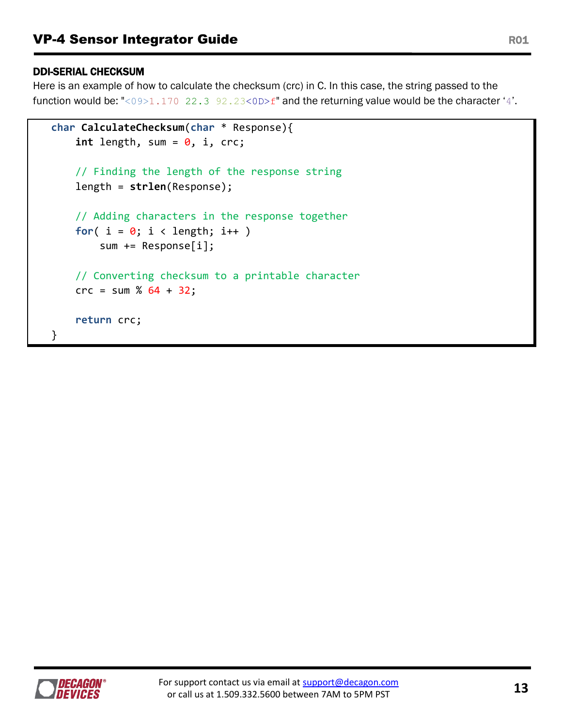### DDI-SERIAL CHECKSUM

Here is an example of how to calculate the checksum (crc) in C. In this case, the string passed to the function would be: "<09>1.170 22.3 92.23<0D>f" and the returning value would be the character '4'.

```
char CalculateChecksum(char * Response){
    int length, sum = 0, i, crc;

    // Finding the length of the response string
    length = strlen(Response);

    // Adding characters in the response together
    for( i = 0; i < length; i++ )
        sum += Response[i];

    // Converting checksum to a printable character
    crc = sum % 64 + 32;

    return crc;
}
```

For support contact us via email at support@decagon.com
or call us at 1.509.332.5600 between 7AM to 5PM PST